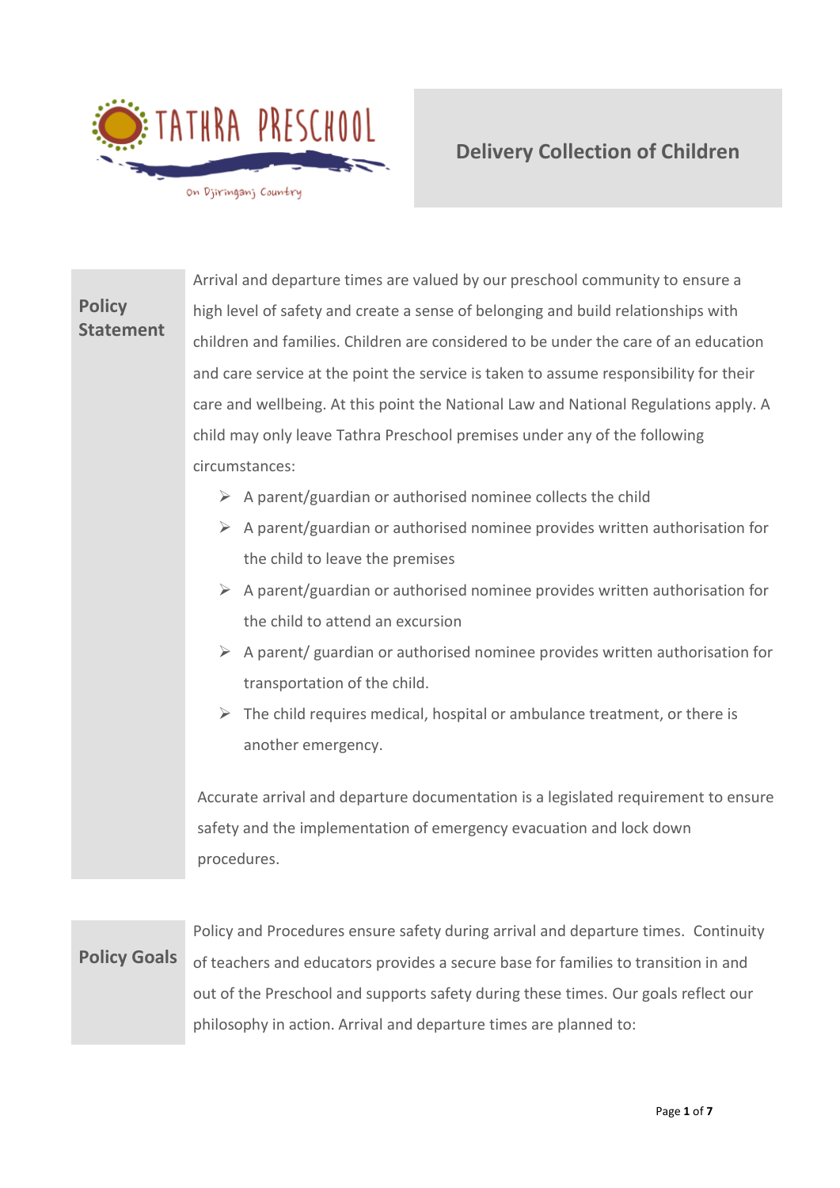TATHRA PRESCHOOL

On Djiringanj Country

# Delivery Collection of Children

## Policy Statement

Arrival and departure times are valued by our preschool community to ensure a high level of safety and create a sense of belonging and build relationships with children and families. Children are considered to be under the care of an education and care service at the point the service is taken to assume responsibility for their care and wellbeing. At this point the National Law and National Regulations apply. A child may only leave Tathra Preschool premises under any of the following circumstances:

- A parent/guardian or authorised nominee collects the child
- A parent/guardian or authorised nominee provides written authorisation for the child to leave the premises
- A parent/guardian or authorised nominee provides written authorisation for the child to attend an excursion
- A parent/ guardian or authorised nominee provides written authorisation for transportation of the child.
- The child requires medical, hospital or ambulance treatment, or there is another emergency.

Accurate arrival and departure documentation is a legislated requirement to ensure safety and the implementation of emergency evacuation and lock down procedures.

## Policy Goals

Policy and Procedures ensure safety during arrival and departure times. Continuity of teachers and educators provides a secure base for families to transition in and out of the Preschool and supports safety during these times. Our goals reflect our philosophy in action. Arrival and departure times are planned to: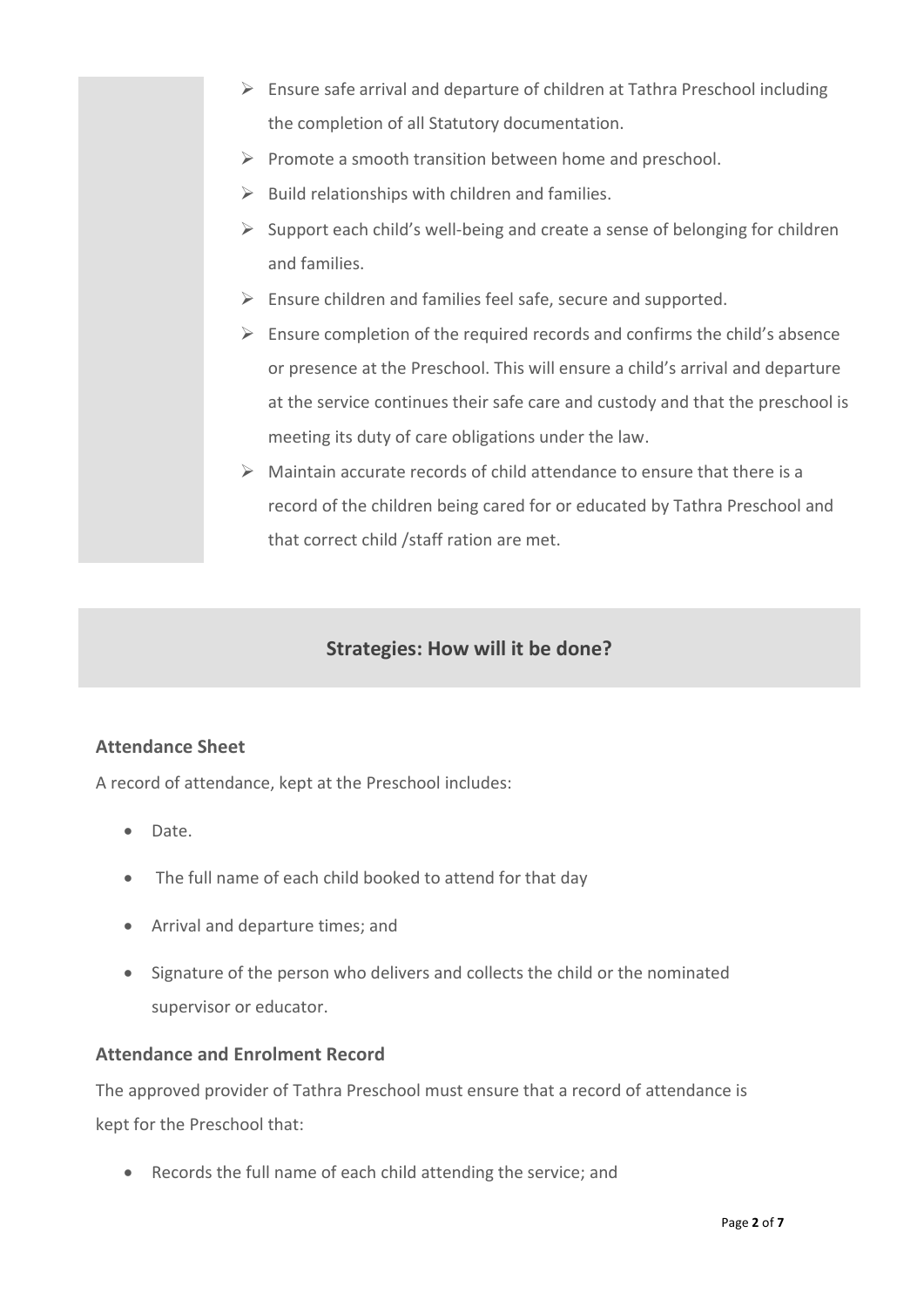- Ensure safe arrival and departure of children at Tathra Preschool including the completion of all Statutory documentation.
- Promote a smooth transition between home and preschool.
- Build relationships with children and families.
- Support each child's well-being and create a sense of belonging for children and families.
- Ensure children and families feel safe, secure and supported.
- Ensure completion of the required records and confirms the child's absence or presence at the Preschool. This will ensure a child's arrival and departure at the service continues their safe care and custody and that the preschool is meeting its duty of care obligations under the law.
- Maintain accurate records of child attendance to ensure that there is a record of the children being cared for or educated by Tathra Preschool and that correct child /staff ration are met.

## Strategies: How will it be done?

### Attendance Sheet

A record of attendance, kept at the Preschool includes:

- Date.
- The full name of each child booked to attend for that day
- Arrival and departure times; and
- Signature of the person who delivers and collects the child or the nominated supervisor or educator.

### Attendance and Enrolment Record

The approved provider of Tathra Preschool must ensure that a record of attendance is kept for the Preschool that:

- Records the full name of each child attending the service; and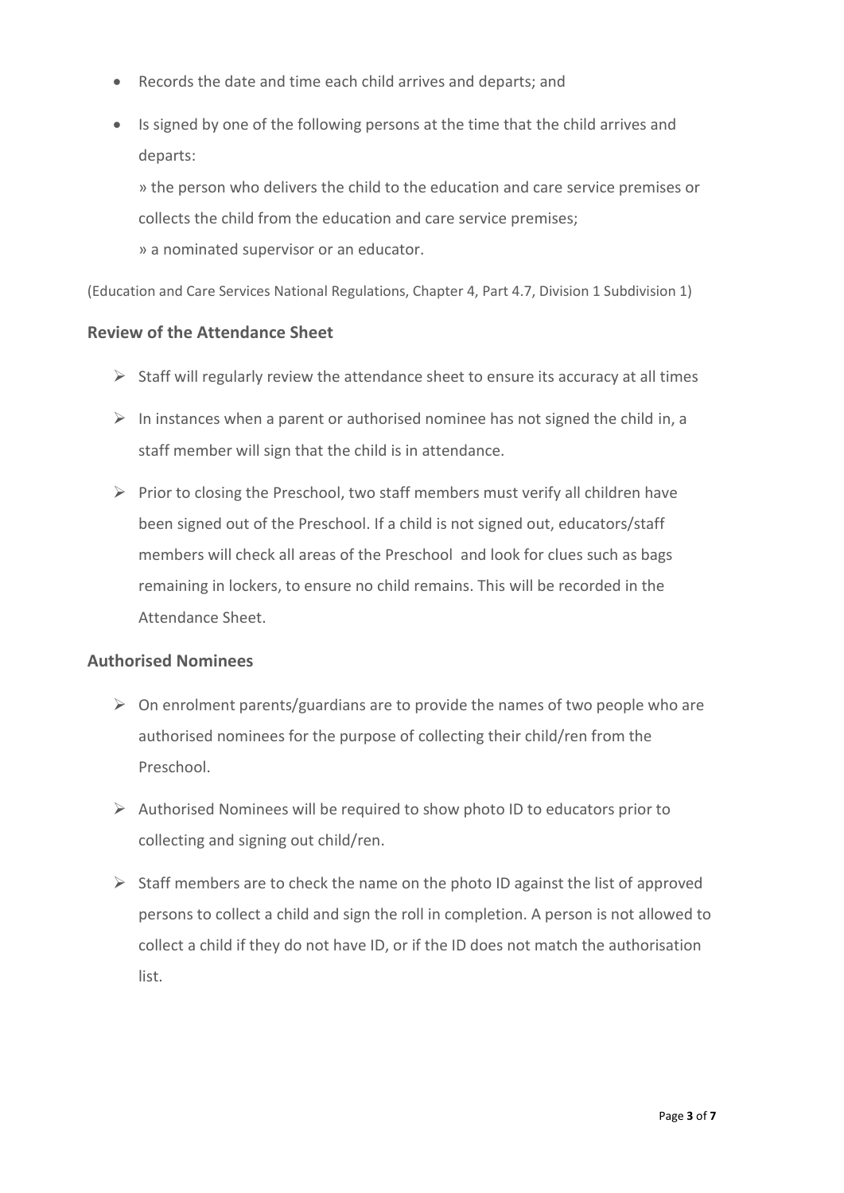- Records the date and time each child arrives and departs; and
- Is signed by one of the following persons at the time that the child arrives and departs:

  » the person who delivers the child to the education and care service premises or collects the child from the education and care service premises;

  » a nominated supervisor or an educator.

(Education and Care Services National Regulations, Chapter 4, Part 4.7, Division 1 Subdivision 1)

### Review of the Attendance Sheet

- Staff will regularly review the attendance sheet to ensure its accuracy at all times
- In instances when a parent or authorised nominee has not signed the child in, a staff member will sign that the child is in attendance.
- Prior to closing the Preschool, two staff members must verify all children have been signed out of the Preschool. If a child is not signed out, educators/staff members will check all areas of the Preschool and look for clues such as bags remaining in lockers, to ensure no child remains. This will be recorded in the Attendance Sheet.

### Authorised Nominees

- On enrolment parents/guardians are to provide the names of two people who are authorised nominees for the purpose of collecting their child/ren from the Preschool.
- Authorised Nominees will be required to show photo ID to educators prior to collecting and signing out child/ren.
- Staff members are to check the name on the photo ID against the list of approved persons to collect a child and sign the roll in completion. A person is not allowed to collect a child if they do not have ID, or if the ID does not match the authorisation list.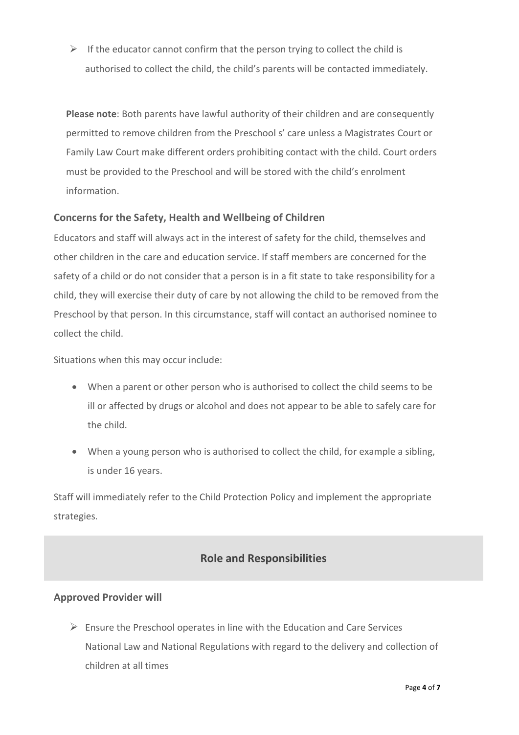- If the educator cannot confirm that the person trying to collect the child is authorised to collect the child, the child's parents will be contacted immediately.

**Please note**: Both parents have lawful authority of their children and are consequently permitted to remove children from the Preschool s' care unless a Magistrates Court or Family Law Court make different orders prohibiting contact with the child. Court orders must be provided to the Preschool and will be stored with the child's enrolment information.

### Concerns for the Safety, Health and Wellbeing of Children

Educators and staff will always act in the interest of safety for the child, themselves and other children in the care and education service. If staff members are concerned for the safety of a child or do not consider that a person is in a fit state to take responsibility for a child, they will exercise their duty of care by not allowing the child to be removed from the Preschool by that person. In this circumstance, staff will contact an authorised nominee to collect the child.

Situations when this may occur include:

- When a parent or other person who is authorised to collect the child seems to be ill or affected by drugs or alcohol and does not appear to be able to safely care for the child.
- When a young person who is authorised to collect the child, for example a sibling, is under 16 years.

Staff will immediately refer to the Child Protection Policy and implement the appropriate strategies.

## Role and Responsibilities

### Approved Provider will

- Ensure the Preschool operates in line with the Education and Care Services National Law and National Regulations with regard to the delivery and collection of children at all times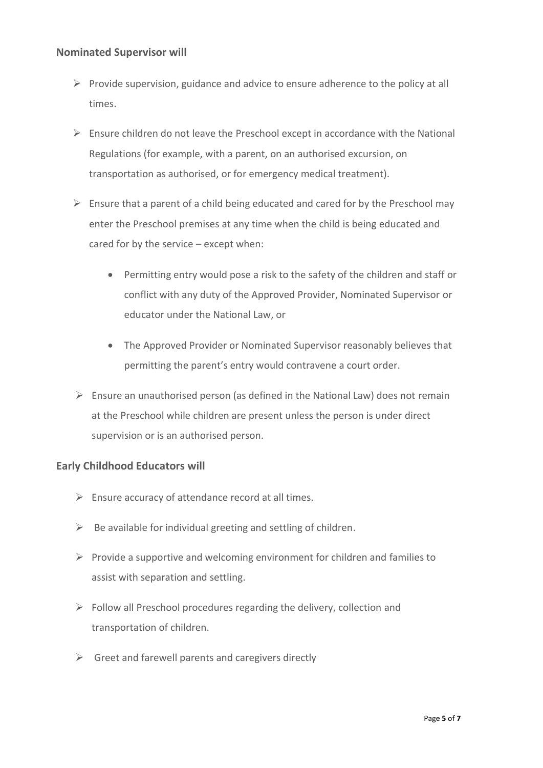### Nominated Supervisor will

- Provide supervision, guidance and advice to ensure adherence to the policy at all times.
- Ensure children do not leave the Preschool except in accordance with the National Regulations (for example, with a parent, on an authorised excursion, on transportation as authorised, or for emergency medical treatment).
- Ensure that a parent of a child being educated and cared for by the Preschool may enter the Preschool premises at any time when the child is being educated and cared for by the service – except when:
  - Permitting entry would pose a risk to the safety of the children and staff or conflict with any duty of the Approved Provider, Nominated Supervisor or educator under the National Law, or
  - The Approved Provider or Nominated Supervisor reasonably believes that permitting the parent's entry would contravene a court order.
- Ensure an unauthorised person (as defined in the National Law) does not remain at the Preschool while children are present unless the person is under direct supervision or is an authorised person.

### Early Childhood Educators will

- Ensure accuracy of attendance record at all times.
- Be available for individual greeting and settling of children.
- Provide a supportive and welcoming environment for children and families to assist with separation and settling.
- Follow all Preschool procedures regarding the delivery, collection and transportation of children.
- Greet and farewell parents and caregivers directly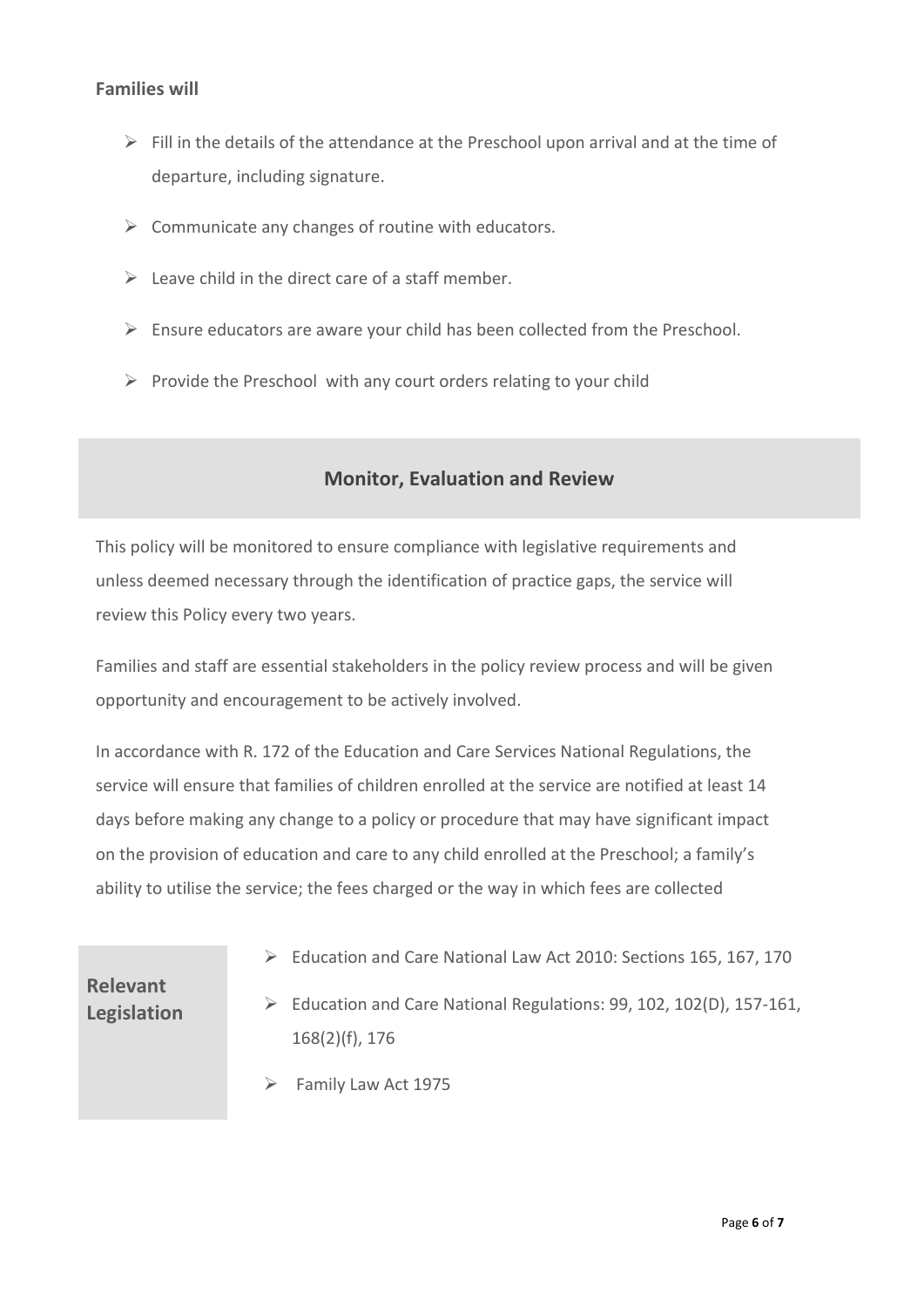**Families will**

- Fill in the details of the attendance at the Preschool upon arrival and at the time of departure, including signature.
- Communicate any changes of routine with educators.
- Leave child in the direct care of a staff member.
- Ensure educators are aware your child has been collected from the Preschool.
- Provide the Preschool with any court orders relating to your child

## Monitor, Evaluation and Review

This policy will be monitored to ensure compliance with legislative requirements and unless deemed necessary through the identification of practice gaps, the service will review this Policy every two years.

Families and staff are essential stakeholders in the policy review process and will be given opportunity and encouragement to be actively involved.

In accordance with R. 172 of the Education and Care Services National Regulations, the service will ensure that families of children enrolled at the service are notified at least 14 days before making any change to a policy or procedure that may have significant impact on the provision of education and care to any child enrolled at the Preschool; a family's ability to utilise the service; the fees charged or the way in which fees are collected

**Relevant Legislation**

- Education and Care National Law Act 2010: Sections 165, 167, 170
- Education and Care National Regulations: 99, 102, 102(D), 157-161, 168(2)(f), 176
- Family Law Act 1975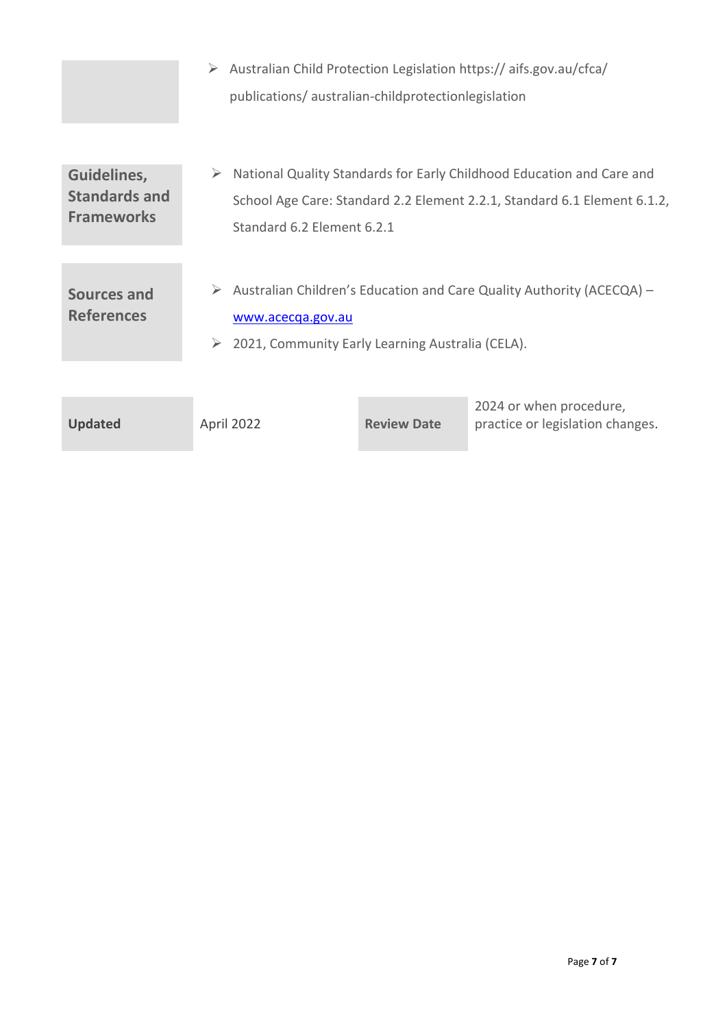| | |
|---|---|
| | ➢ Australian Child Protection Legislation https:// aifs.gov.au/cfca/ publications/ australian-childprotectionlegislation |
| **Guidelines, Standards and Frameworks** | ➢ National Quality Standards for Early Childhood Education and Care and School Age Care: Standard 2.2 Element 2.2.1, Standard 6.1 Element 6.1.2, Standard 6.2 Element 6.2.1 |
| **Sources and References** | ➢ Australian Children's Education and Care Quality Authority (ACECQA) – [www.acecqa.gov.au](http://www.acecqa.gov.au)<br>➢ 2021, Community Early Learning Australia (CELA). |

| | | | |
|---|---|---|---|
| **Updated** | April 2022 | **Review Date** | 2024 or when procedure, practice or legislation changes. |